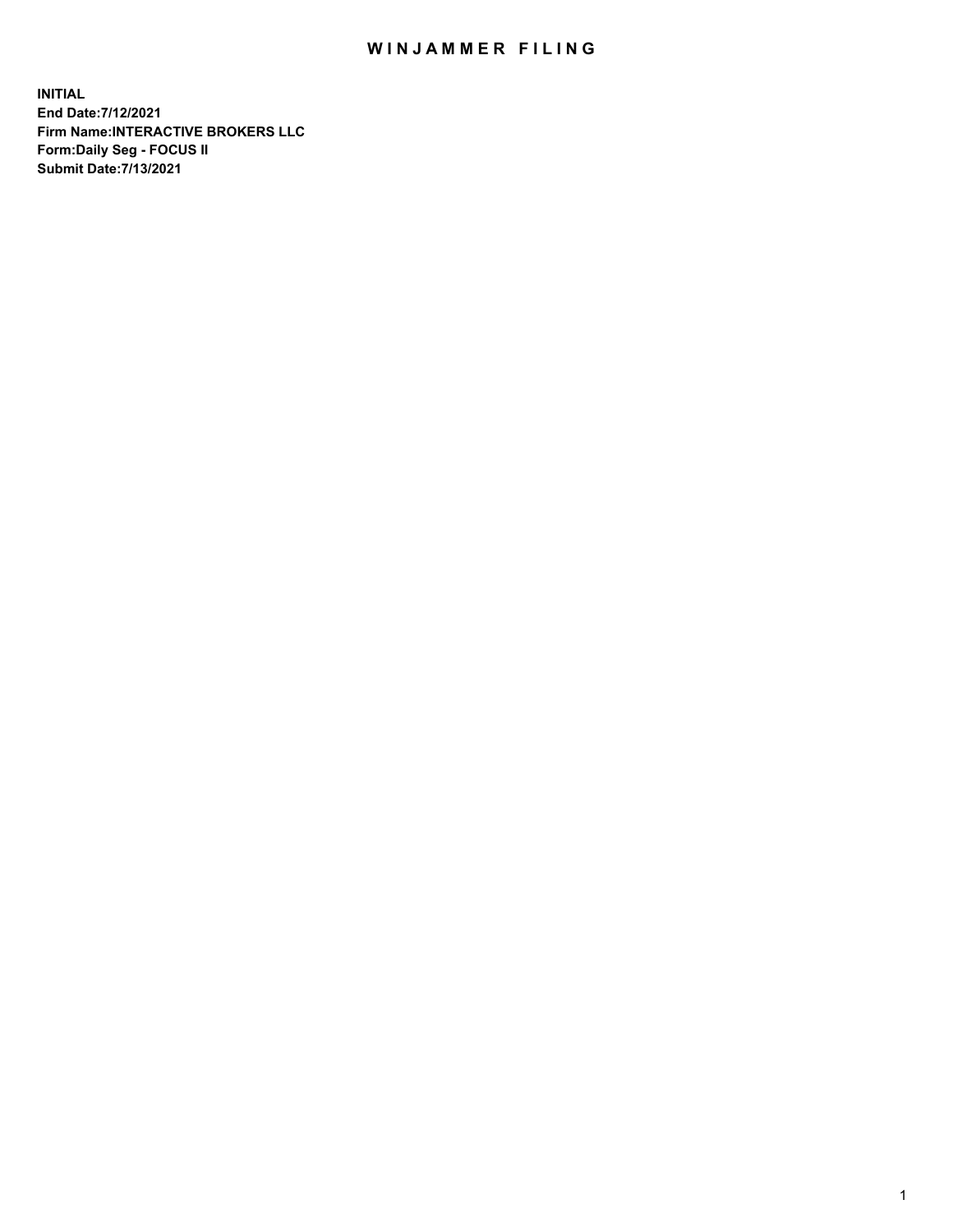# WINJAMMER FILING

**INITIAL**
**End Date:7/12/2021**
**Firm Name:INTERACTIVE BROKERS LLC**
**Form:Daily Seg - FOCUS II**
**Submit Date:7/13/2021**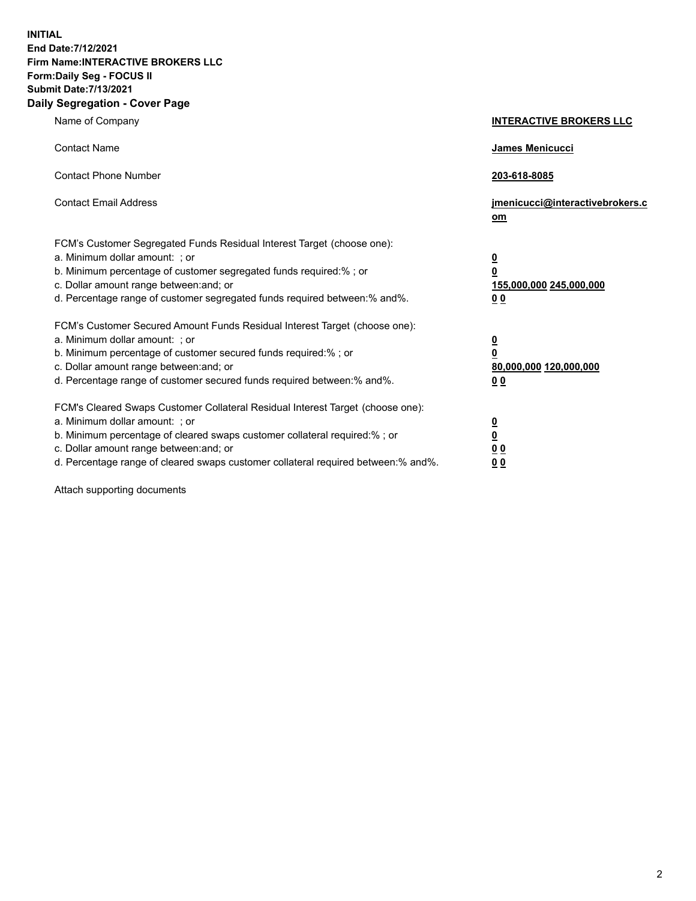**INITIAL**
**End Date:7/12/2021**
**Firm Name:INTERACTIVE BROKERS LLC**
**Form:Daily Seg - FOCUS II**
**Submit Date:7/13/2021**
**Daily Segregation - Cover Page**

| | |
|---|---|
| Name of Company | **INTERACTIVE BROKERS LLC** |
| Contact Name | **James Menicucci** |
| Contact Phone Number | **203-618-8085** |
| Contact Email Address | **jmenicucci@interactivebrokers.com** |
| FCM's Customer Segregated Funds Residual Interest Target (choose one): | |
| a. Minimum dollar amount: ; or | **0** |
| b. Minimum percentage of customer segregated funds required:% ; or | **0** |
| c. Dollar amount range between:and; or | **155,000,000 245,000,000** |
| d. Percentage range of customer segregated funds required between:% and%. | **0 0** |
| FCM's Customer Secured Amount Funds Residual Interest Target (choose one): | |
| a. Minimum dollar amount: ; or | **0** |
| b. Minimum percentage of customer secured funds required:% ; or | **0** |
| c. Dollar amount range between:and; or | **80,000,000 120,000,000** |
| d. Percentage range of customer secured funds required between:% and%. | **0 0** |
| FCM's Cleared Swaps Customer Collateral Residual Interest Target (choose one): | |
| a. Minimum dollar amount: ; or | **0** |
| b. Minimum percentage of cleared swaps customer collateral required:% ; or | **0** |
| c. Dollar amount range between:and; or | **0 0** |
| d. Percentage range of cleared swaps customer collateral required between:% and%. | **0 0** |

Attach supporting documents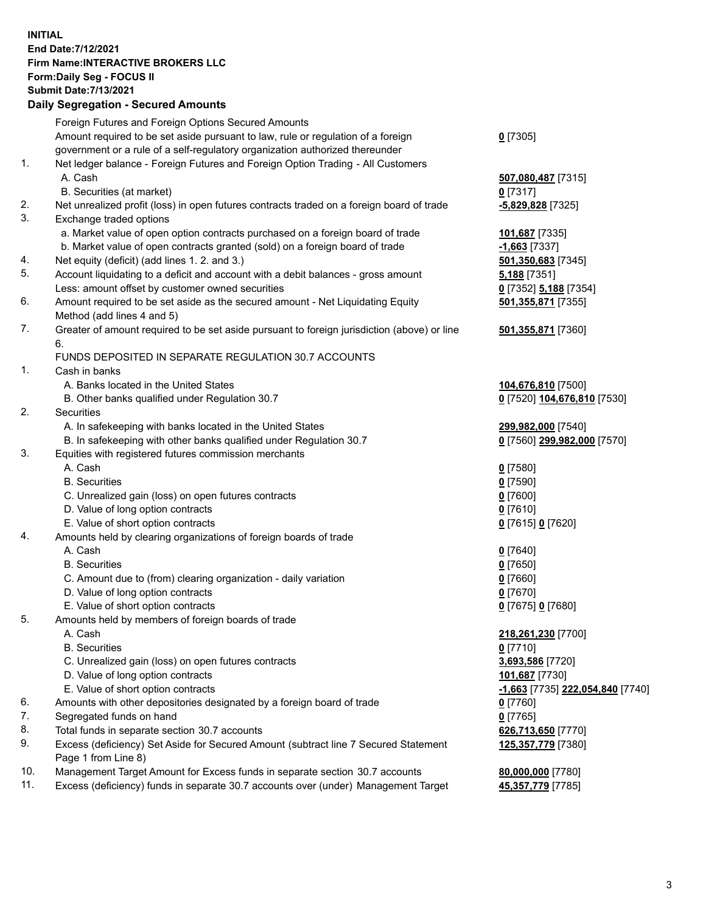**INITIAL**
**End Date:7/12/2021**
**Firm Name:INTERACTIVE BROKERS LLC**
**Form:Daily Seg - FOCUS II**
**Submit Date:7/13/2021**

## Daily Segregation - Secured Amounts

| | | |
|---|---|---|
| | Foreign Futures and Foreign Options Secured Amounts | |
| | Amount required to be set aside pursuant to law, rule or regulation of a foreign government or a rule of a self-regulatory organization authorized thereunder | **0** [7305] |
| 1. | Net ledger balance - Foreign Futures and Foreign Option Trading - All Customers | |
| | A. Cash | **507,080,487** [7315] |
| | B. Securities (at market) | **0** [7317] |
| 2. | Net unrealized profit (loss) in open futures contracts traded on a foreign board of trade | **-5,829,828** [7325] |
| 3. | Exchange traded options | |
| | a. Market value of open option contracts purchased on a foreign board of trade | **101,687** [7335] |
| | b. Market value of open contracts granted (sold) on a foreign board of trade | **-1,663** [7337] |
| 4. | Net equity (deficit) (add lines 1. 2. and 3.) | **501,350,683** [7345] |
| 5. | Account liquidating to a deficit and account with a debit balances - gross amount | **5,188** [7351] |
| | Less: amount offset by customer owned securities | **0** [7352] **5,188** [7354] |
| 6. | Amount required to be set aside as the secured amount - Net Liquidating Equity Method (add lines 4 and 5) | **501,355,871** [7355] |
| 7. | Greater of amount required to be set aside pursuant to foreign jurisdiction (above) or line 6. | **501,355,871** [7360] |
| | FUNDS DEPOSITED IN SEPARATE REGULATION 30.7 ACCOUNTS | |
| 1. | Cash in banks | |
| | A. Banks located in the United States | **104,676,810** [7500] |
| | B. Other banks qualified under Regulation 30.7 | **0** [7520] **104,676,810** [7530] |
| 2. | Securities | |
| | A. In safekeeping with banks located in the United States | **299,982,000** [7540] |
| | B. In safekeeping with other banks qualified under Regulation 30.7 | **0** [7560] **299,982,000** [7570] |
| 3. | Equities with registered futures commission merchants | |
| | A. Cash | **0** [7580] |
| | B. Securities | **0** [7590] |
| | C. Unrealized gain (loss) on open futures contracts | **0** [7600] |
| | D. Value of long option contracts | **0** [7610] |
| | E. Value of short option contracts | **0** [7615] **0** [7620] |
| 4. | Amounts held by clearing organizations of foreign boards of trade | |
| | A. Cash | **0** [7640] |
| | B. Securities | **0** [7650] |
| | C. Amount due to (from) clearing organization - daily variation | **0** [7660] |
| | D. Value of long option contracts | **0** [7670] |
| | E. Value of short option contracts | **0** [7675] **0** [7680] |
| 5. | Amounts held by members of foreign boards of trade | |
| | A. Cash | **218,261,230** [7700] |
| | B. Securities | **0** [7710] |
| | C. Unrealized gain (loss) on open futures contracts | **3,693,586** [7720] |
| | D. Value of long option contracts | **101,687** [7730] |
| | E. Value of short option contracts | **-1,663** [7735] **222,054,840** [7740] |
| 6. | Amounts with other depositories designated by a foreign board of trade | **0** [7760] |
| 7. | Segregated funds on hand | **0** [7765] |
| 8. | Total funds in separate section 30.7 accounts | **626,713,650** [7770] |
| 9. | Excess (deficiency) Set Aside for Secured Amount (subtract line 7 Secured Statement Page 1 from Line 8) | **125,357,779** [7380] |
| 10. | Management Target Amount for Excess funds in separate section 30.7 accounts | **80,000,000** [7780] |
| 11. | Excess (deficiency) funds in separate 30.7 accounts over (under) Management Target | **45,357,779** [7785] |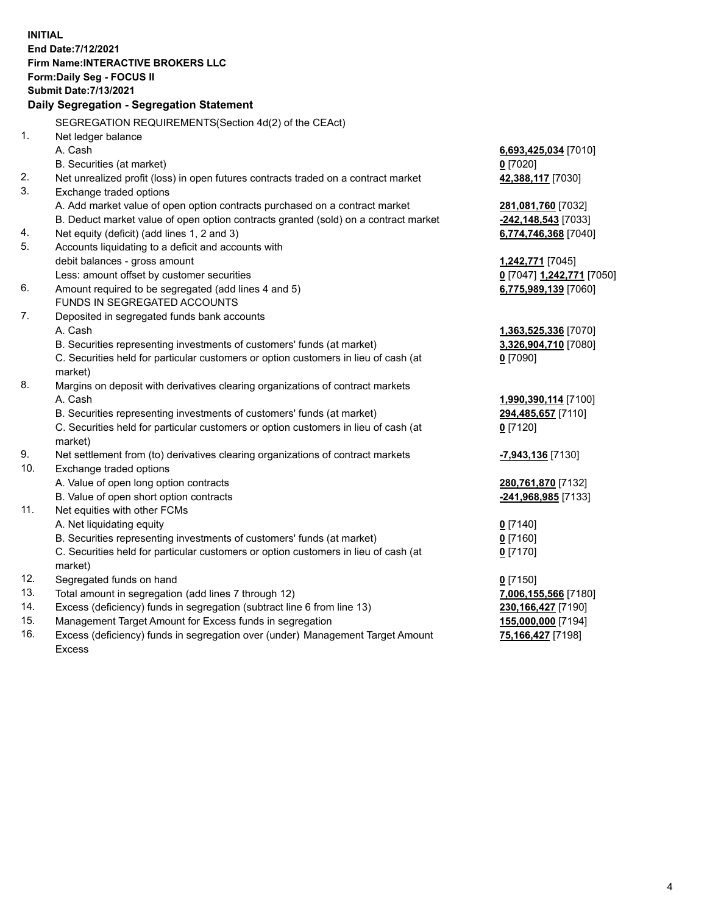**INITIAL**
**End Date:7/12/2021**
**Firm Name:INTERACTIVE BROKERS LLC**
**Form:Daily Seg - FOCUS II**
**Submit Date:7/13/2021**

## Daily Segregation - Segregation Statement

SEGREGATION REQUIREMENTS(Section 4d(2) of the CEAct)

| | | |
|---|---|---|
| 1. | Net ledger balance | |
| | A. Cash | **6,693,425,034** [7010] |
| | B. Securities (at market) | **0** [7020] |
| 2. | Net unrealized profit (loss) in open futures contracts traded on a contract market | **42,388,117** [7030] |
| 3. | Exchange traded options | |
| | A. Add market value of open option contracts purchased on a contract market | **281,081,760** [7032] |
| | B. Deduct market value of open option contracts granted (sold) on a contract market | **-242,148,543** [7033] |
| 4. | Net equity (deficit) (add lines 1, 2 and 3) | **6,774,746,368** [7040] |
| 5. | Accounts liquidating to a deficit and accounts with debit balances - gross amount | **1,242,771** [7045] |
| | Less: amount offset by customer securities | **0** [7047] **1,242,771** [7050] |
| 6. | Amount required to be segregated (add lines 4 and 5) | **6,775,989,139** [7060] |
| | FUNDS IN SEGREGATED ACCOUNTS | |
| 7. | Deposited in segregated funds bank accounts | |
| | A. Cash | **1,363,525,336** [7070] |
| | B. Securities representing investments of customers' funds (at market) | **3,326,904,710** [7080] |
| | C. Securities held for particular customers or option customers in lieu of cash (at market) | **0** [7090] |
| 8. | Margins on deposit with derivatives clearing organizations of contract markets | |
| | A. Cash | **1,990,390,114** [7100] |
| | B. Securities representing investments of customers' funds (at market) | **294,485,657** [7110] |
| | C. Securities held for particular customers or option customers in lieu of cash (at market) | **0** [7120] |
| 9. | Net settlement from (to) derivatives clearing organizations of contract markets | **-7,943,136** [7130] |
| 10. | Exchange traded options | |
| | A. Value of open long option contracts | **280,761,870** [7132] |
| | B. Value of open short option contracts | **-241,968,985** [7133] |
| 11. | Net equities with other FCMs | |
| | A. Net liquidating equity | **0** [7140] |
| | B. Securities representing investments of customers' funds (at market) | **0** [7160] |
| | C. Securities held for particular customers or option customers in lieu of cash (at market) | **0** [7170] |
| 12. | Segregated funds on hand | **0** [7150] |
| 13. | Total amount in segregation (add lines 7 through 12) | **7,006,155,566** [7180] |
| 14. | Excess (deficiency) funds in segregation (subtract line 6 from line 13) | **230,166,427** [7190] |
| 15. | Management Target Amount for Excess funds in segregation | **155,000,000** [7194] |
| 16. | Excess (deficiency) funds in segregation over (under) Management Target Amount Excess | **75,166,427** [7198] |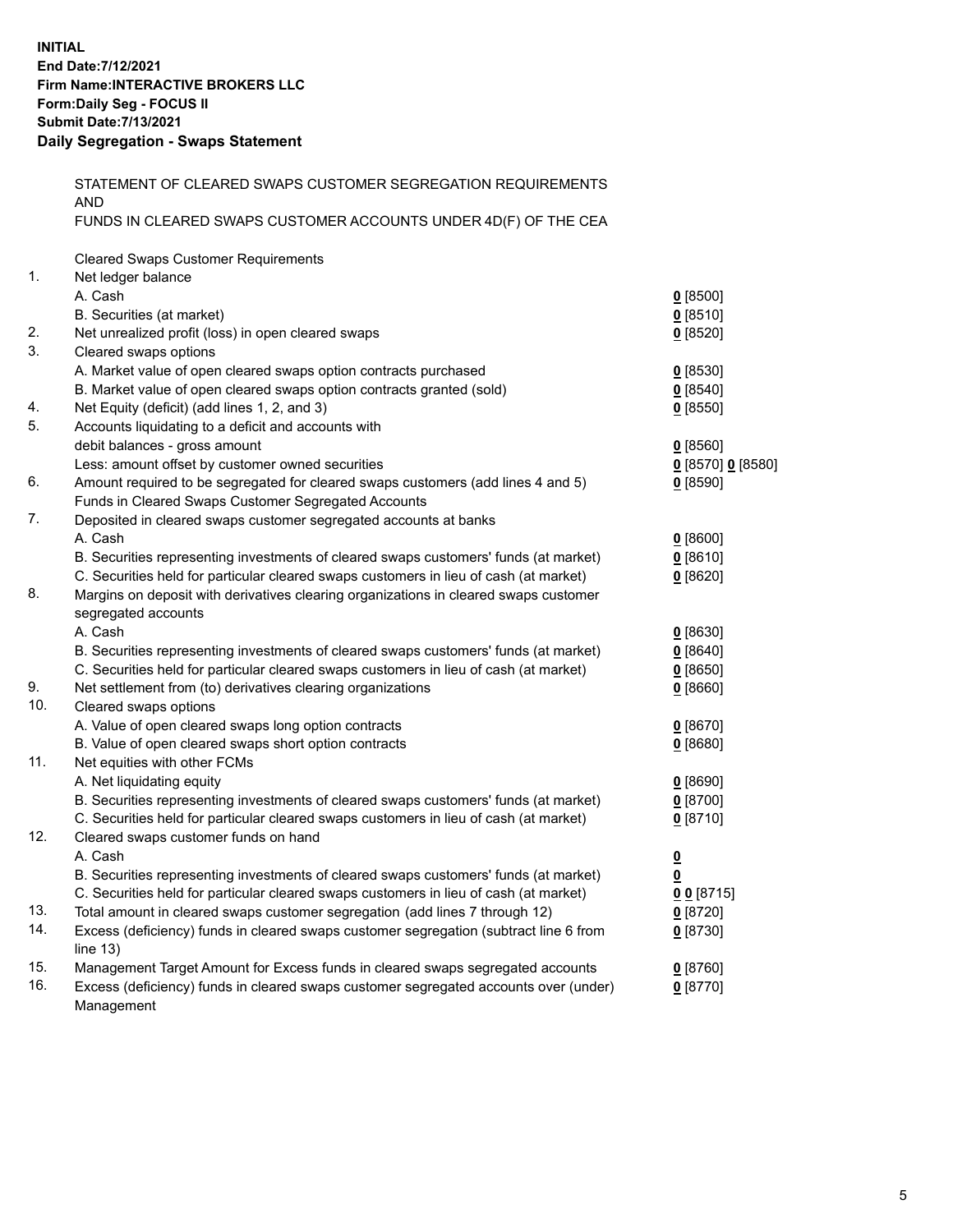**INITIAL**
**End Date:7/12/2021**
**Firm Name:INTERACTIVE BROKERS LLC**
**Form:Daily Seg - FOCUS II**
**Submit Date:7/13/2021**
**Daily Segregation - Swaps Statement**

STATEMENT OF CLEARED SWAPS CUSTOMER SEGREGATION REQUIREMENTS AND FUNDS IN CLEARED SWAPS CUSTOMER ACCOUNTS UNDER 4D(F) OF THE CEA

| | | |
|---|---|---|
| | Cleared Swaps Customer Requirements | |
| 1. | Net ledger balance | |
| | A. Cash | 0 [8500] |
| | B. Securities (at market) | 0 [8510] |
| 2. | Net unrealized profit (loss) in open cleared swaps | 0 [8520] |
| 3. | Cleared swaps options | |
| | A. Market value of open cleared swaps option contracts purchased | 0 [8530] |
| | B. Market value of open cleared swaps option contracts granted (sold) | 0 [8540] |
| 4. | Net Equity (deficit) (add lines 1, 2, and 3) | 0 [8550] |
| 5. | Accounts liquidating to a deficit and accounts with debit balances - gross amount | 0 [8560] |
| | Less: amount offset by customer owned securities | 0 [8570] 0 [8580] |
| 6. | Amount required to be segregated for cleared swaps customers (add lines 4 and 5) | 0 [8590] |
| | Funds in Cleared Swaps Customer Segregated Accounts | |
| 7. | Deposited in cleared swaps customer segregated accounts at banks | |
| | A. Cash | 0 [8600] |
| | B. Securities representing investments of cleared swaps customers' funds (at market) | 0 [8610] |
| | C. Securities held for particular cleared swaps customers in lieu of cash (at market) | 0 [8620] |
| 8. | Margins on deposit with derivatives clearing organizations in cleared swaps customer segregated accounts | |
| | A. Cash | 0 [8630] |
| | B. Securities representing investments of cleared swaps customers' funds (at market) | 0 [8640] |
| | C. Securities held for particular cleared swaps customers in lieu of cash (at market) | 0 [8650] |
| 9. | Net settlement from (to) derivatives clearing organizations | 0 [8660] |
| 10. | Cleared swaps options | |
| | A. Value of open cleared swaps long option contracts | 0 [8670] |
| | B. Value of open cleared swaps short option contracts | 0 [8680] |
| 11. | Net equities with other FCMs | |
| | A. Net liquidating equity | 0 [8690] |
| | B. Securities representing investments of cleared swaps customers' funds (at market) | 0 [8700] |
| | C. Securities held for particular cleared swaps customers in lieu of cash (at market) | 0 [8710] |
| 12. | Cleared swaps customer funds on hand | |
| | A. Cash | 0 |
| | B. Securities representing investments of cleared swaps customers' funds (at market) | 0 |
| | C. Securities held for particular cleared swaps customers in lieu of cash (at market) | 0 0 [8715] |
| 13. | Total amount in cleared swaps customer segregation (add lines 7 through 12) | 0 [8720] |
| 14. | Excess (deficiency) funds in cleared swaps customer segregation (subtract line 6 from line 13) | 0 [8730] |
| 15. | Management Target Amount for Excess funds in cleared swaps segregated accounts | 0 [8760] |
| 16. | Excess (deficiency) funds in cleared swaps customer segregated accounts over (under) Management | 0 [8770] |